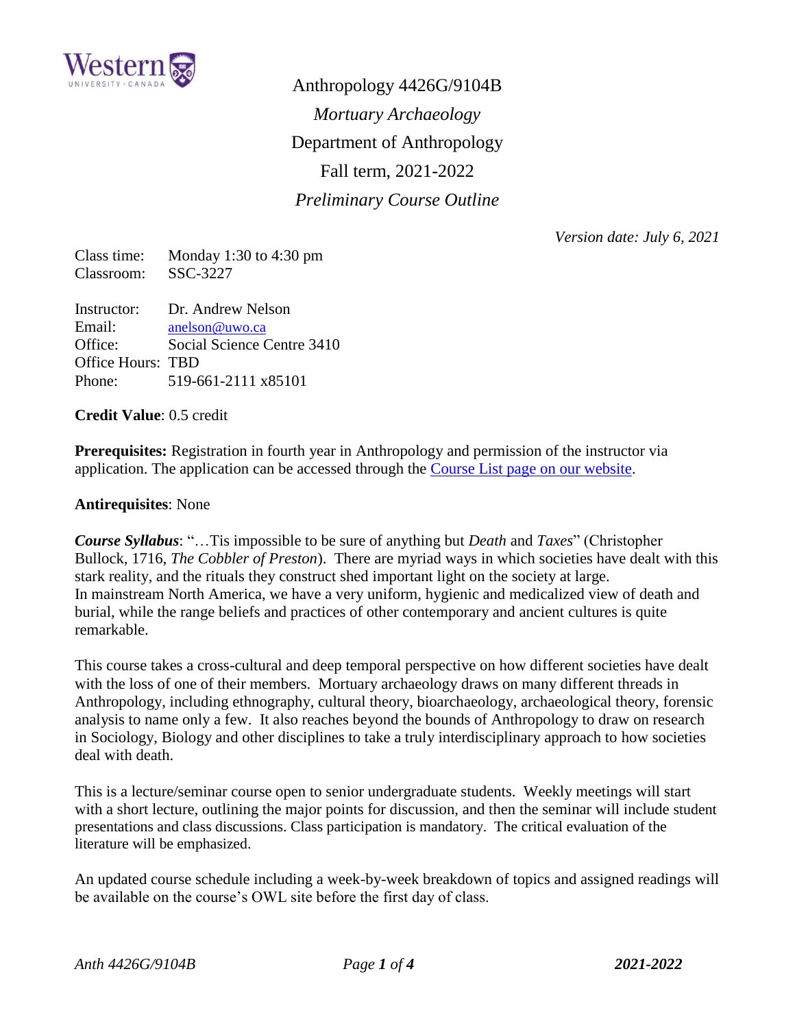# Anthropology 4426G/9104B

*Mortuary Archaeology*

Department of Anthropology

Fall term, 2021-2022

*Preliminary Course Outline*

*Version date: July 6, 2021*

Class time: Monday 1:30 to 4:30 pm
Classroom: SSC-3227

Instructor: Dr. Andrew Nelson
Email: anelson@uwo.ca
Office: Social Science Centre 3410
Office Hours: TBD
Phone: 519-661-2111 x85101

**Credit Value**: 0.5 credit

**Prerequisites:** Registration in fourth year in Anthropology and permission of the instructor via application. The application can be accessed through the Course List page on our website.

**Antirequisites**: None

***Course Syllabus***: "…Tis impossible to be sure of anything but *Death* and *Taxes*" (Christopher Bullock, 1716, *The Cobbler of Preston*). There are myriad ways in which societies have dealt with this stark reality, and the rituals they construct shed important light on the society at large. In mainstream North America, we have a very uniform, hygienic and medicalized view of death and burial, while the range beliefs and practices of other contemporary and ancient cultures is quite remarkable.

This course takes a cross-cultural and deep temporal perspective on how different societies have dealt with the loss of one of their members. Mortuary archaeology draws on many different threads in Anthropology, including ethnography, cultural theory, bioarchaeology, archaeological theory, forensic analysis to name only a few. It also reaches beyond the bounds of Anthropology to draw on research in Sociology, Biology and other disciplines to take a truly interdisciplinary approach to how societies deal with death.

This is a lecture/seminar course open to senior undergraduate students. Weekly meetings will start with a short lecture, outlining the major points for discussion, and then the seminar will include student presentations and class discussions. Class participation is mandatory. The critical evaluation of the literature will be emphasized.

An updated course schedule including a week-by-week breakdown of topics and assigned readings will be available on the course's OWL site before the first day of class.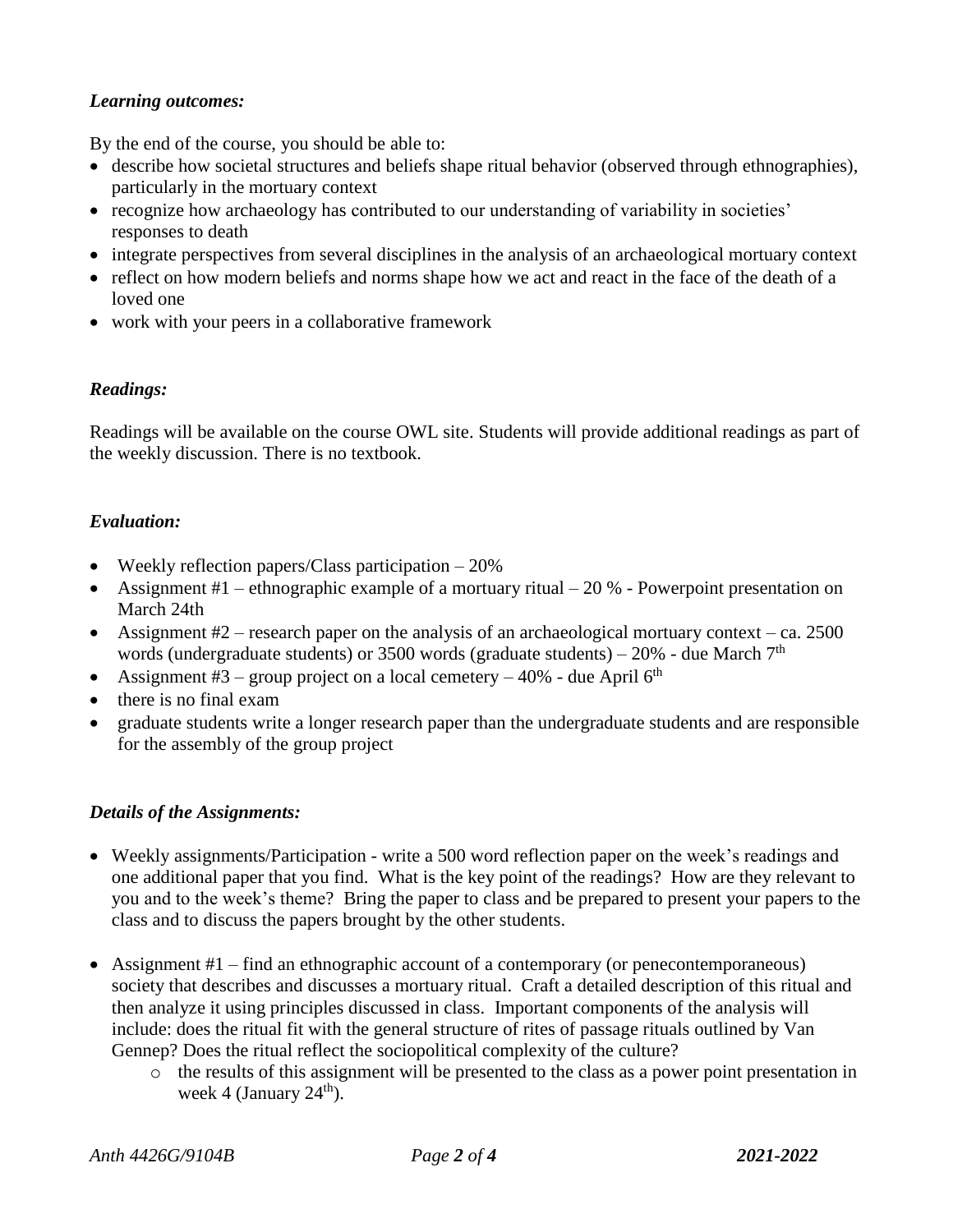### *Learning outcomes:*

By the end of the course, you should be able to:

- describe how societal structures and beliefs shape ritual behavior (observed through ethnographies), particularly in the mortuary context
- recognize how archaeology has contributed to our understanding of variability in societies' responses to death
- integrate perspectives from several disciplines in the analysis of an archaeological mortuary context
- reflect on how modern beliefs and norms shape how we act and react in the face of the death of a loved one
- work with your peers in a collaborative framework

### *Readings:*

Readings will be available on the course OWL site. Students will provide additional readings as part of the weekly discussion. There is no textbook.

### *Evaluation:*

- Weekly reflection papers/Class participation – 20%
- Assignment #1 – ethnographic example of a mortuary ritual – 20 % - Powerpoint presentation on March 24th
- Assignment #2 – research paper on the analysis of an archaeological mortuary context – ca. 2500 words (undergraduate students) or 3500 words (graduate students) – 20% - due March 7th
- Assignment #3 – group project on a local cemetery – 40% - due April 6th
- there is no final exam
- graduate students write a longer research paper than the undergraduate students and are responsible for the assembly of the group project

### *Details of the Assignments:*

- Weekly assignments/Participation - write a 500 word reflection paper on the week's readings and one additional paper that you find. What is the key point of the readings? How are they relevant to you and to the week's theme? Bring the paper to class and be prepared to present your papers to the class and to discuss the papers brought by the other students.
- Assignment #1 – find an ethnographic account of a contemporary (or penecontemporaneous) society that describes and discusses a mortuary ritual. Craft a detailed description of this ritual and then analyze it using principles discussed in class. Important components of the analysis will include: does the ritual fit with the general structure of rites of passage rituals outlined by Van Gennep? Does the ritual reflect the sociopolitical complexity of the culture?
  - the results of this assignment will be presented to the class as a power point presentation in week 4 (January 24th).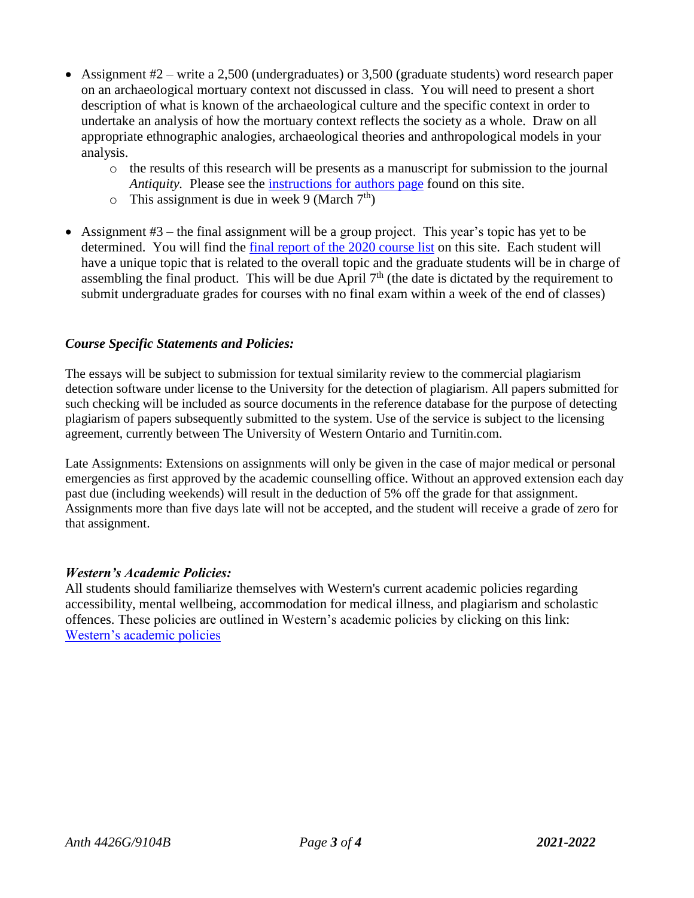- Assignment #2 – write a 2,500 (undergraduates) or 3,500 (graduate students) word research paper on an archaeological mortuary context not discussed in class. You will need to present a short description of what is known of the archaeological culture and the specific context in order to undertake an analysis of how the mortuary context reflects the society as a whole. Draw on all appropriate ethnographic analogies, archaeological theories and anthropological models in your analysis.
  - the results of this research will be presents as a manuscript for submission to the journal *Antiquity*. Please see the instructions for authors page found on this site.
  - This assignment is due in week 9 (March 7th)
- Assignment #3 – the final assignment will be a group project. This year's topic has yet to be determined. You will find the final report of the 2020 course list on this site. Each student will have a unique topic that is related to the overall topic and the graduate students will be in charge of assembling the final product. This will be due April 7th (the date is dictated by the requirement to submit undergraduate grades for courses with no final exam within a week of the end of classes)

### *Course Specific Statements and Policies:*

The essays will be subject to submission for textual similarity review to the commercial plagiarism detection software under license to the University for the detection of plagiarism. All papers submitted for such checking will be included as source documents in the reference database for the purpose of detecting plagiarism of papers subsequently submitted to the system. Use of the service is subject to the licensing agreement, currently between The University of Western Ontario and Turnitin.com.

Late Assignments: Extensions on assignments will only be given in the case of major medical or personal emergencies as first approved by the academic counselling office. Without an approved extension each day past due (including weekends) will result in the deduction of 5% off the grade for that assignment. Assignments more than five days late will not be accepted, and the student will receive a grade of zero for that assignment.

### *Western's Academic Policies:*

All students should familiarize themselves with Western's current academic policies regarding accessibility, mental wellbeing, accommodation for medical illness, and plagiarism and scholastic offences. These policies are outlined in Western's academic policies by clicking on this link: Western's academic policies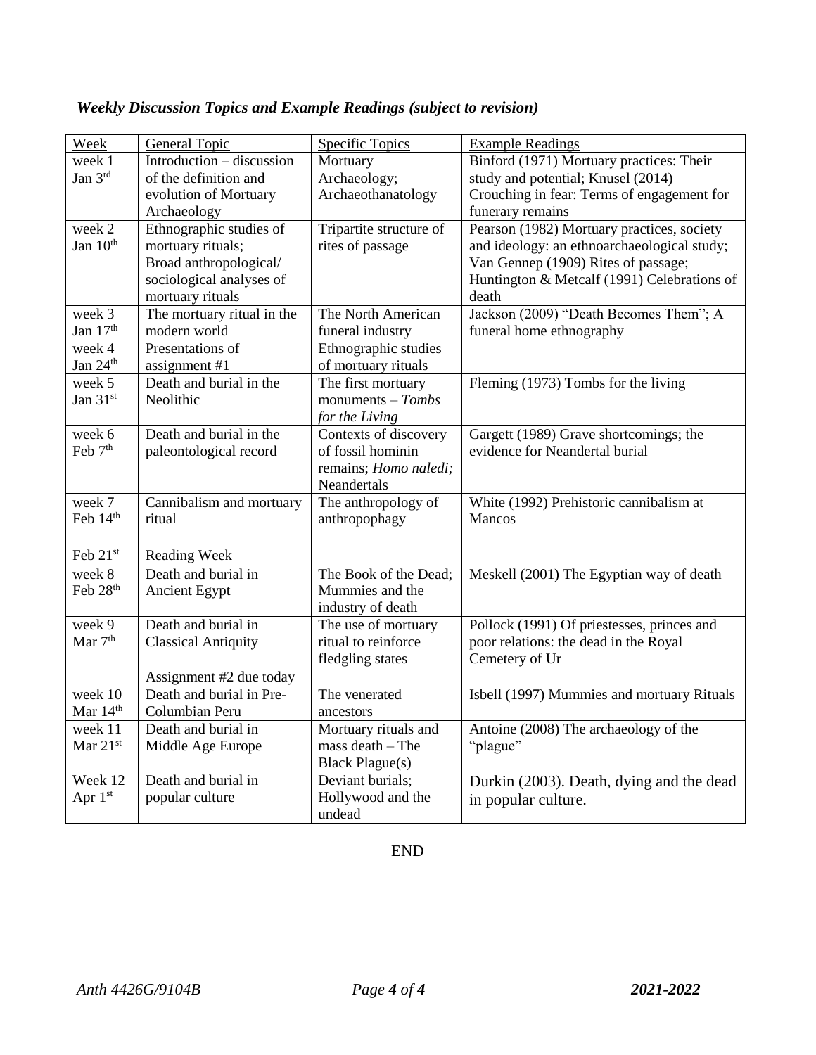*Weekly Discussion Topics and Example Readings (subject to revision)*

| Week | General Topic | Specific Topics | Example Readings |
|---|---|---|---|
| week 1 Jan 3rd | Introduction – discussion of the definition and evolution of Mortuary Archaeology | Mortuary Archaeology; Archaeothanatology | Binford (1971) Mortuary practices: Their study and potential; Knusel (2014) Crouching in fear: Terms of engagement for funerary remains |
| week 2 Jan 10th | Ethnographic studies of mortuary rituals; Broad anthropological/ sociological analyses of mortuary rituals | Tripartite structure of rites of passage | Pearson (1982) Mortuary practices, society and ideology: an ethnoarchaeological study; Van Gennep (1909) Rites of passage; Huntington & Metcalf (1991) Celebrations of death |
| week 3 Jan 17th | The mortuary ritual in the modern world | The North American funeral industry | Jackson (2009) "Death Becomes Them"; A funeral home ethnography |
| week 4 Jan 24th | Presentations of assignment #1 | Ethnographic studies of mortuary rituals | |
| week 5 Jan 31st | Death and burial in the Neolithic | The first mortuary monuments – *Tombs for the Living* | Fleming (1973) Tombs for the living |
| week 6 Feb 7th | Death and burial in the paleontological record | Contexts of discovery of fossil hominin remains; *Homo naledi;* Neandertals | Gargett (1989) Grave shortcomings; the evidence for Neandertal burial |
| week 7 Feb 14th | Cannibalism and mortuary ritual | The anthropology of anthropophagy | White (1992) Prehistoric cannibalism at Mancos |
| Feb 21st | Reading Week | | |
| week 8 Feb 28th | Death and burial in Ancient Egypt | The Book of the Dead; Mummies and the industry of death | Meskell (2001) The Egyptian way of death |
| week 9 Mar 7th | Death and burial in Classical Antiquity<br><br>Assignment #2 due today | The use of mortuary ritual to reinforce fledgling states | Pollock (1991) Of priestesses, princes and poor relations: the dead in the Royal Cemetery of Ur |
| week 10 Mar 14th | Death and burial in Pre-Columbian Peru | The venerated ancestors | Isbell (1997) Mummies and mortuary Rituals |
| week 11 Mar 21st | Death and burial in Middle Age Europe | Mortuary rituals and mass death – The Black Plague(s) | Antoine (2008) The archaeology of the "plague" |
| Week 12 Apr 1st | Death and burial in popular culture | Deviant burials; Hollywood and the undead | Durkin (2003). Death, dying and the dead in popular culture. |

END